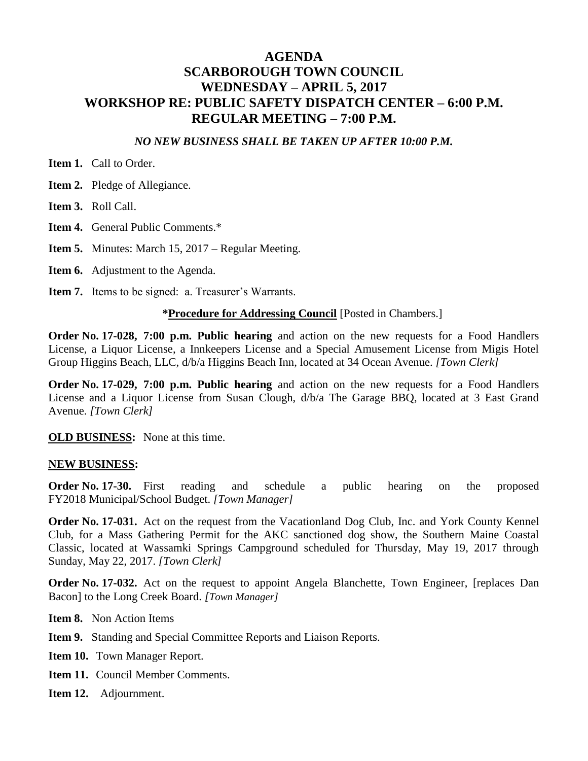# AGENDA
# SCARBOROUGH TOWN COUNCIL
# WEDNESDAY – APRIL 5, 2017
# WORKSHOP RE: PUBLIC SAFETY DISPATCH CENTER – 6:00 P.M.
# REGULAR MEETING – 7:00 P.M.

***NO NEW BUSINESS SHALL BE TAKEN UP AFTER 10:00 P.M.***

**Item 1.** Call to Order.

**Item 2.** Pledge of Allegiance.

**Item 3.** Roll Call.

**Item 4.** General Public Comments.*

**Item 5.** Minutes: March 15, 2017 – Regular Meeting.

**Item 6.** Adjustment to the Agenda.

**Item 7.** Items to be signed: a. Treasurer's Warrants.

**\*<u>Procedure for Addressing Council</u>** [Posted in Chambers.]

**Order No. 17-028, 7:00 p.m. Public hearing** and action on the new requests for a Food Handlers License, a Liquor License, a Innkeepers License and a Special Amusement License from Migis Hotel Group Higgins Beach, LLC, d/b/a Higgins Beach Inn, located at 34 Ocean Avenue. *[Town Clerk]*

**Order No. 17-029, 7:00 p.m. Public hearing** and action on the new requests for a Food Handlers License and a Liquor License from Susan Clough, d/b/a The Garage BBQ, located at 3 East Grand Avenue. *[Town Clerk]*

**<u>OLD BUSINESS</u>:** None at this time.

**<u>NEW BUSINESS</u>:**

**Order No. 17-30.** First reading and schedule a public hearing on the proposed FY2018 Municipal/School Budget. *[Town Manager]*

**Order No. 17-031.** Act on the request from the Vacationland Dog Club, Inc. and York County Kennel Club, for a Mass Gathering Permit for the AKC sanctioned dog show, the Southern Maine Coastal Classic, located at Wassamki Springs Campground scheduled for Thursday, May 19, 2017 through Sunday, May 22, 2017. *[Town Clerk]*

**Order No. 17-032.** Act on the request to appoint Angela Blanchette, Town Engineer, [replaces Dan Bacon] to the Long Creek Board. *[Town Manager]*

**Item 8.** Non Action Items

**Item 9.** Standing and Special Committee Reports and Liaison Reports.

**Item 10.** Town Manager Report.

**Item 11.** Council Member Comments.

**Item 12.** Adjournment.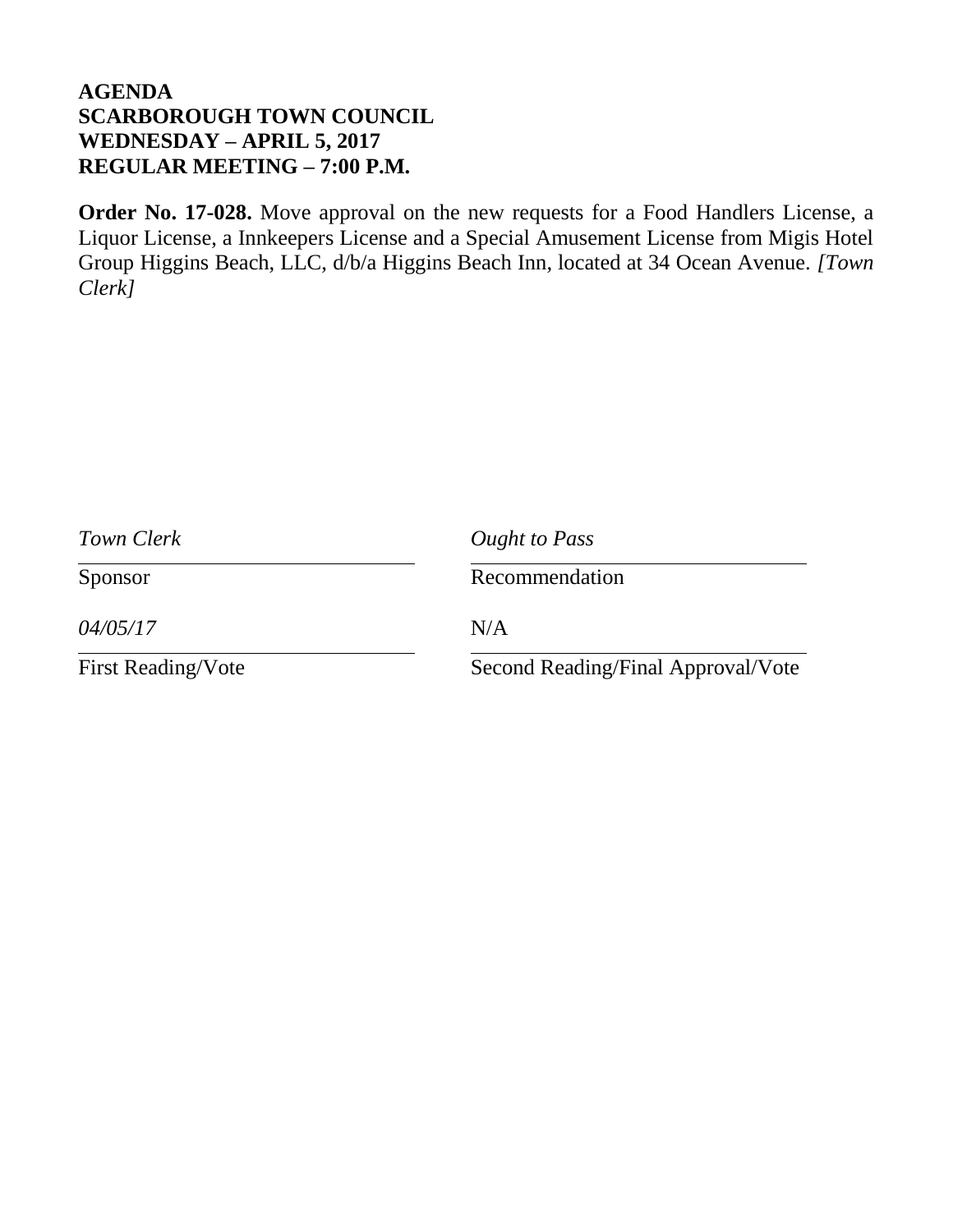**AGENDA**
**SCARBOROUGH TOWN COUNCIL**
**WEDNESDAY – APRIL 5, 2017**
**REGULAR MEETING – 7:00 P.M.**

**Order No. 17-028.** Move approval on the new requests for a Food Handlers License, a Liquor License, a Innkeepers License and a Special Amusement License from Migis Hotel Group Higgins Beach, LLC, d/b/a Higgins Beach Inn, located at 34 Ocean Avenue. *[Town Clerk]*

| | |
|---|---|
| *Town Clerk* | *Ought to Pass* |
| Sponsor | Recommendation |
| *04/05/17* | N/A |
| First Reading/Vote | Second Reading/Final Approval/Vote |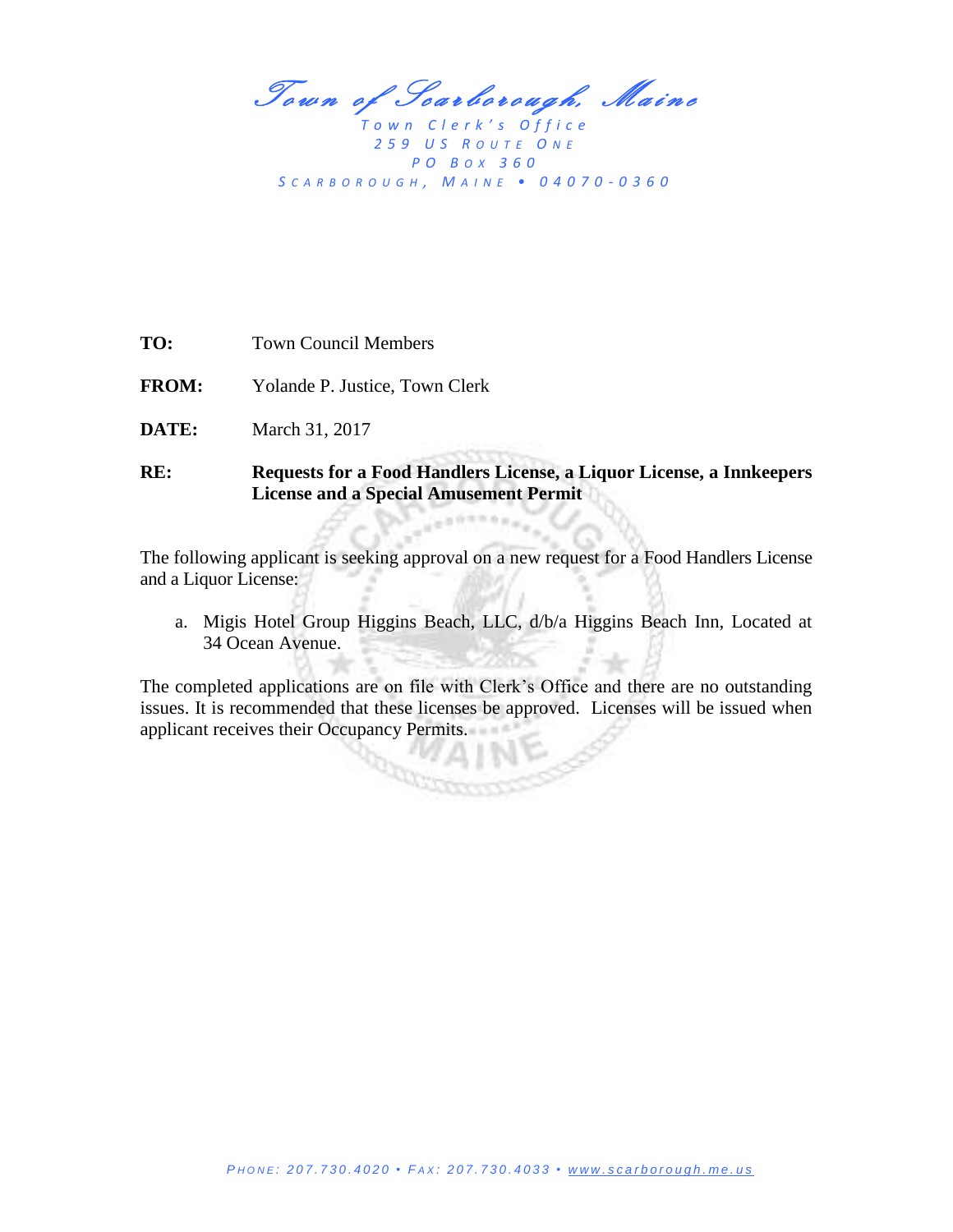*Town of Scarborough, Maine*

Town Clerk's Office
259 US Route One
PO Box 360
Scarborough, Maine • 04070-0360

**TO:** Town Council Members

**FROM:** Yolande P. Justice, Town Clerk

**DATE:** March 31, 2017

**RE:** **Requests for a Food Handlers License, a Liquor License, a Innkeepers License and a Special Amusement Permit**

The following applicant is seeking approval on a new request for a Food Handlers License and a Liquor License:

a. Migis Hotel Group Higgins Beach, LLC, d/b/a Higgins Beach Inn, Located at 34 Ocean Avenue.

The completed applications are on file with Clerk's Office and there are no outstanding issues. It is recommended that these licenses be approved. Licenses will be issued when applicant receives their Occupancy Permits.

Phone: 207.730.4020 • Fax: 207.730.4033 • www.scarborough.me.us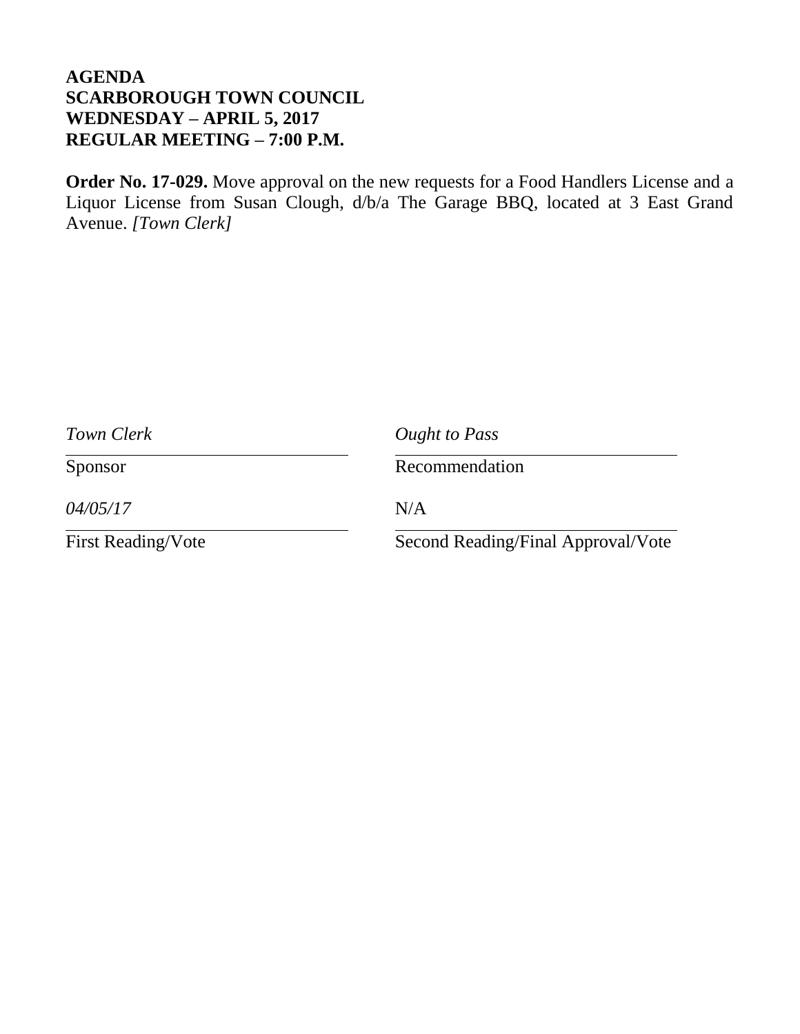**AGENDA**
**SCARBOROUGH TOWN COUNCIL**
**WEDNESDAY – APRIL 5, 2017**
**REGULAR MEETING – 7:00 P.M.**

**Order No. 17-029.** Move approval on the new requests for a Food Handlers License and a Liquor License from Susan Clough, d/b/a The Garage BBQ, located at 3 East Grand Avenue. *[Town Clerk]*

| *Town Clerk* | *Ought to Pass* |
|---|---|
| Sponsor | Recommendation |
| *04/05/17* | N/A |
| First Reading/Vote | Second Reading/Final Approval/Vote |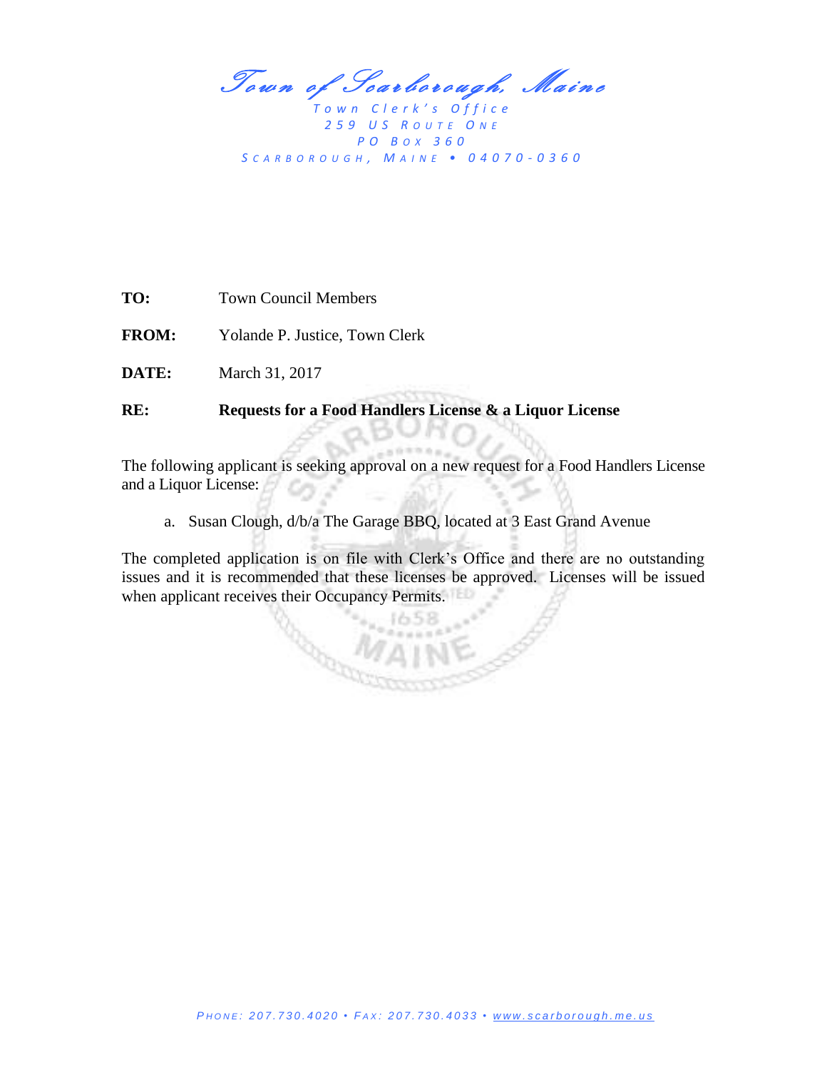*Town of Scarborough, Maine*

Town Clerk's Office
259 US Route One
PO Box 360
Scarborough, Maine • 04070-0360

**TO:** Town Council Members

**FROM:** Yolande P. Justice, Town Clerk

**DATE:** March 31, 2017

**RE:** **Requests for a Food Handlers License & a Liquor License**

The following applicant is seeking approval on a new request for a Food Handlers License and a Liquor License:

a. Susan Clough, d/b/a The Garage BBQ, located at 3 East Grand Avenue

The completed application is on file with Clerk's Office and there are no outstanding issues and it is recommended that these licenses be approved. Licenses will be issued when applicant receives their Occupancy Permits.

Phone: 207.730.4020 • Fax: 207.730.4033 • www.scarborough.me.us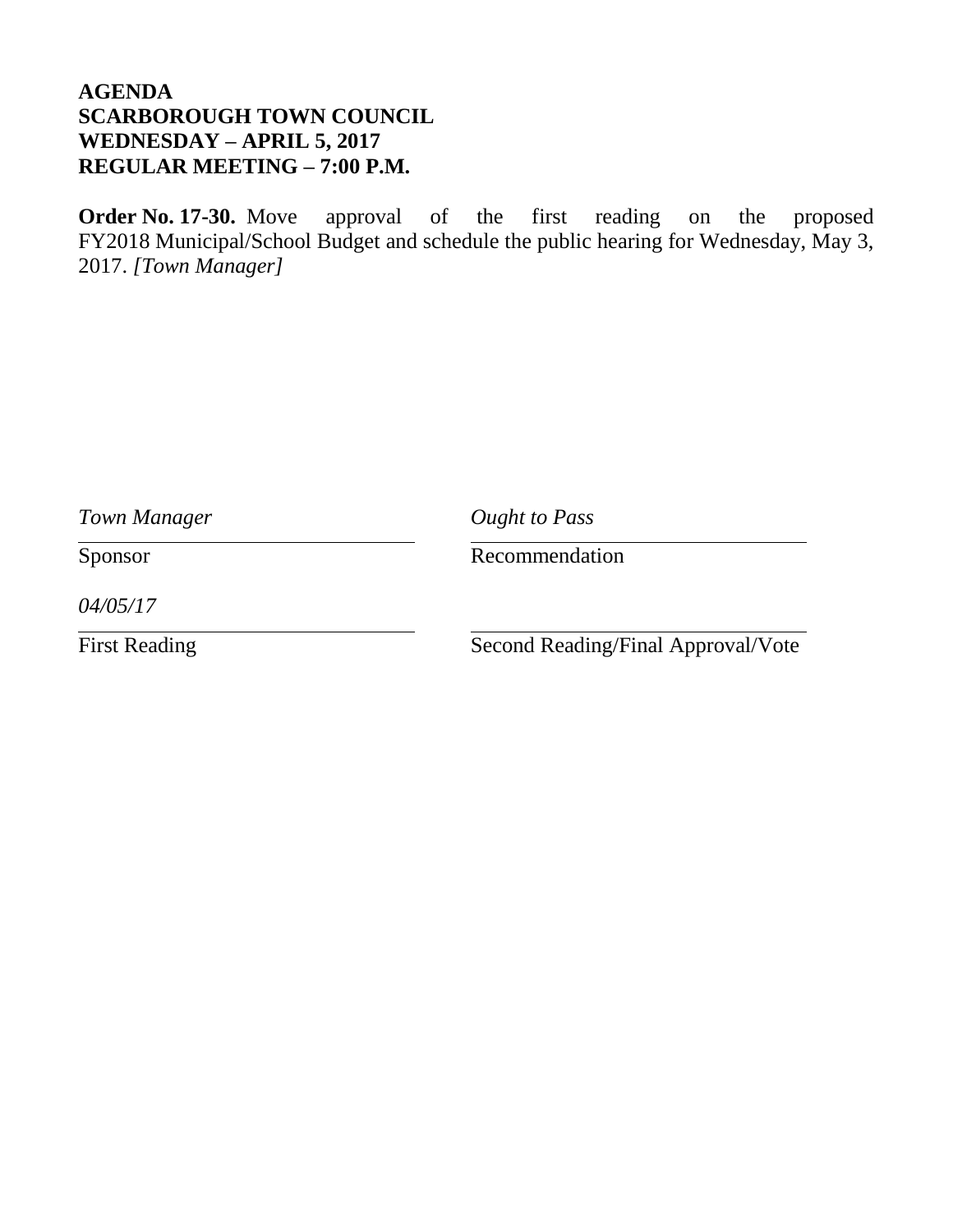**AGENDA**
**SCARBOROUGH TOWN COUNCIL**
**WEDNESDAY – APRIL 5, 2017**
**REGULAR MEETING – 7:00 P.M.**

**Order No. 17-30.** Move approval of the first reading on the proposed FY2018 Municipal/School Budget and schedule the public hearing for Wednesday, May 3, 2017. *[Town Manager]*

| *Town Manager* | *Ought to Pass* |
|---|---|
| Sponsor | Recommendation |
| *04/05/17* | |
| First Reading | Second Reading/Final Approval/Vote |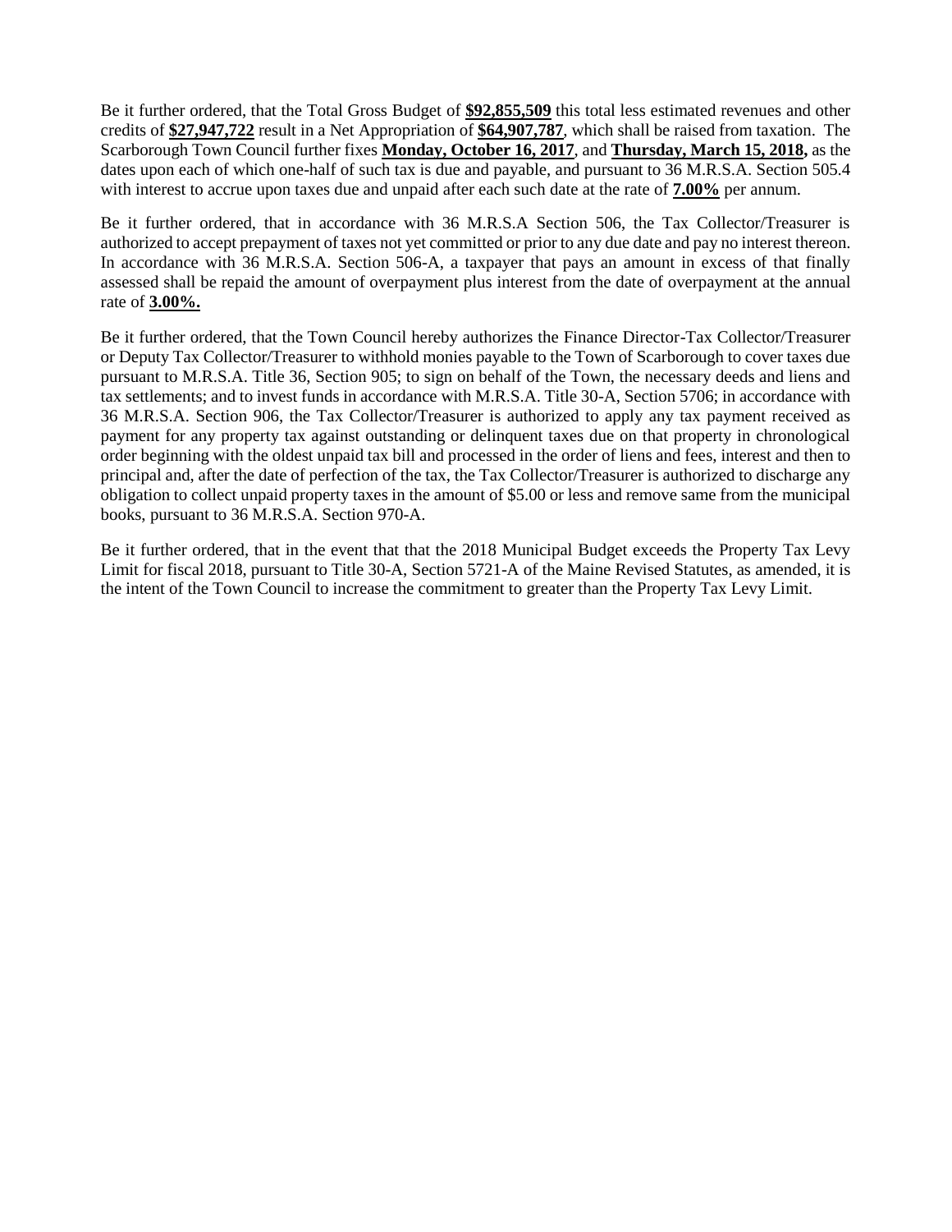Be it further ordered, that the Total Gross Budget of **$92,855,509** this total less estimated revenues and other credits of **$27,947,722** result in a Net Appropriation of **$64,907,787**, which shall be raised from taxation. The Scarborough Town Council further fixes **Monday, October 16, 2017**, and **Thursday, March 15, 2018,** as the dates upon each of which one-half of such tax is due and payable, and pursuant to 36 M.R.S.A. Section 505.4 with interest to accrue upon taxes due and unpaid after each such date at the rate of **7.00%** per annum.

Be it further ordered, that in accordance with 36 M.R.S.A Section 506, the Tax Collector/Treasurer is authorized to accept prepayment of taxes not yet committed or prior to any due date and pay no interest thereon. In accordance with 36 M.R.S.A. Section 506-A, a taxpayer that pays an amount in excess of that finally assessed shall be repaid the amount of overpayment plus interest from the date of overpayment at the annual rate of **3.00%.**

Be it further ordered, that the Town Council hereby authorizes the Finance Director-Tax Collector/Treasurer or Deputy Tax Collector/Treasurer to withhold monies payable to the Town of Scarborough to cover taxes due pursuant to M.R.S.A. Title 36, Section 905; to sign on behalf of the Town, the necessary deeds and liens and tax settlements; and to invest funds in accordance with M.R.S.A. Title 30-A, Section 5706; in accordance with 36 M.R.S.A. Section 906, the Tax Collector/Treasurer is authorized to apply any tax payment received as payment for any property tax against outstanding or delinquent taxes due on that property in chronological order beginning with the oldest unpaid tax bill and processed in the order of liens and fees, interest and then to principal and, after the date of perfection of the tax, the Tax Collector/Treasurer is authorized to discharge any obligation to collect unpaid property taxes in the amount of $5.00 or less and remove same from the municipal books, pursuant to 36 M.R.S.A. Section 970-A.

Be it further ordered, that in the event that that the 2018 Municipal Budget exceeds the Property Tax Levy Limit for fiscal 2018, pursuant to Title 30-A, Section 5721-A of the Maine Revised Statutes, as amended, it is the intent of the Town Council to increase the commitment to greater than the Property Tax Levy Limit.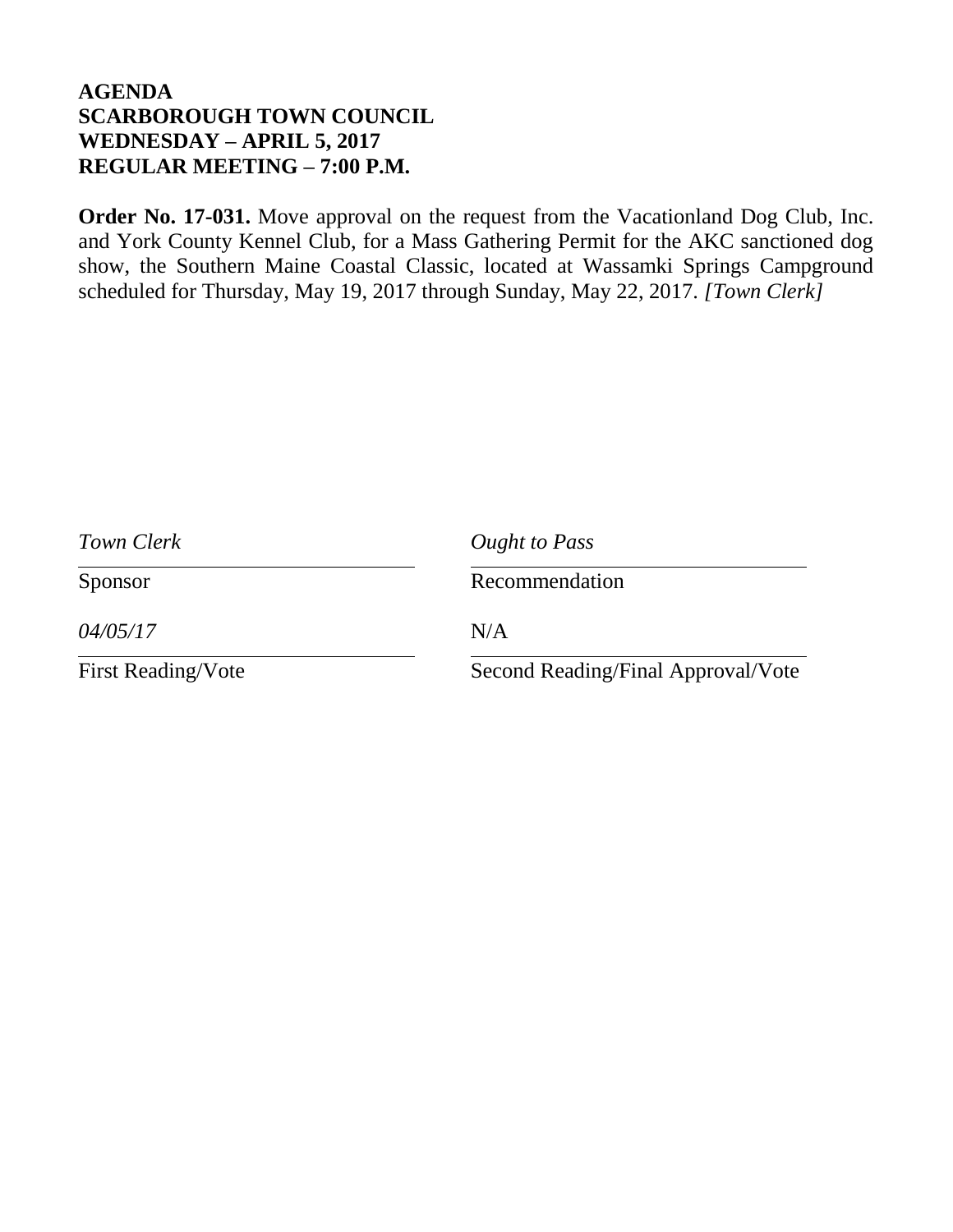**AGENDA**
**SCARBOROUGH TOWN COUNCIL**
**WEDNESDAY – APRIL 5, 2017**
**REGULAR MEETING – 7:00 P.M.**

**Order No. 17-031.** Move approval on the request from the Vacationland Dog Club, Inc. and York County Kennel Club, for a Mass Gathering Permit for the AKC sanctioned dog show, the Southern Maine Coastal Classic, located at Wassamki Springs Campground scheduled for Thursday, May 19, 2017 through Sunday, May 22, 2017. *[Town Clerk]*

| *Town Clerk* | *Ought to Pass* |
|---|---|
| Sponsor | Recommendation |
| *04/05/17* | N/A |
| First Reading/Vote | Second Reading/Final Approval/Vote |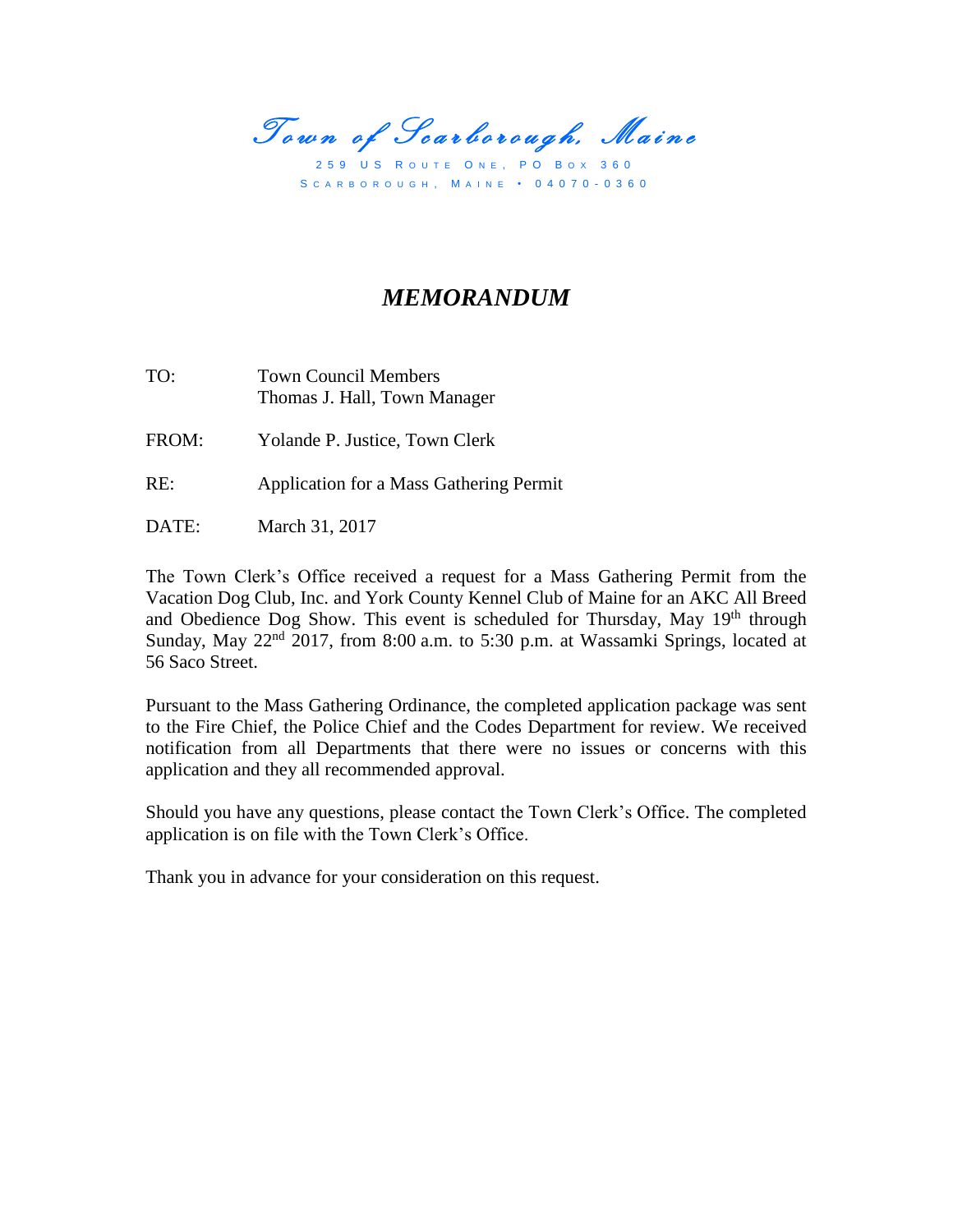*Town of Scarborough, Maine*

259 US Route One, PO Box 360
Scarborough, Maine • 04070-0360

## *MEMORANDUM*

TO: Town Council Members
Thomas J. Hall, Town Manager

FROM: Yolande P. Justice, Town Clerk

RE: Application for a Mass Gathering Permit

DATE: March 31, 2017

The Town Clerk's Office received a request for a Mass Gathering Permit from the Vacation Dog Club, Inc. and York County Kennel Club of Maine for an AKC All Breed and Obedience Dog Show. This event is scheduled for Thursday, May 19th through Sunday, May 22nd 2017, from 8:00 a.m. to 5:30 p.m. at Wassamki Springs, located at 56 Saco Street.

Pursuant to the Mass Gathering Ordinance, the completed application package was sent to the Fire Chief, the Police Chief and the Codes Department for review. We received notification from all Departments that there were no issues or concerns with this application and they all recommended approval.

Should you have any questions, please contact the Town Clerk's Office. The completed application is on file with the Town Clerk's Office.

Thank you in advance for your consideration on this request.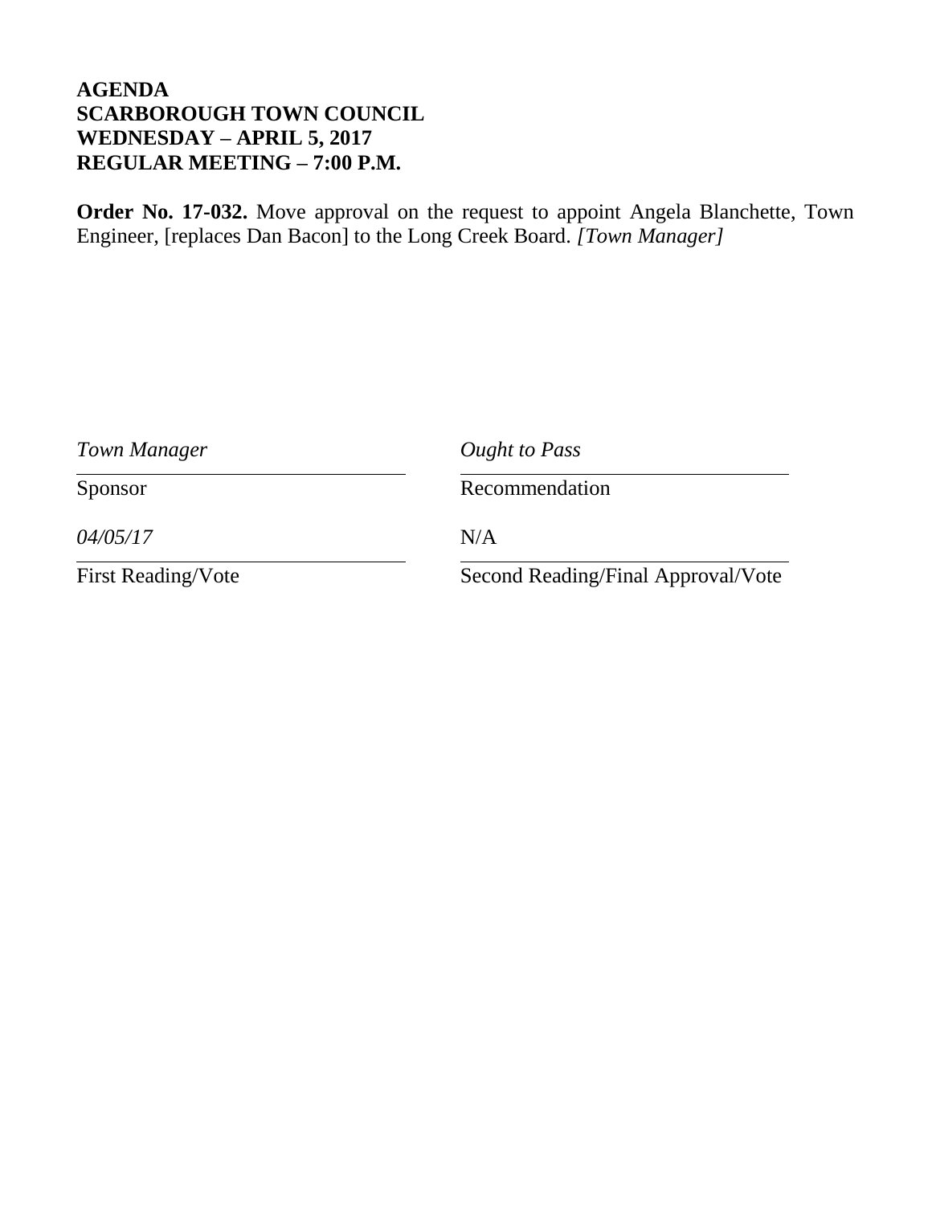**AGENDA**
**SCARBOROUGH TOWN COUNCIL**
**WEDNESDAY – APRIL 5, 2017**
**REGULAR MEETING – 7:00 P.M.**

**Order No. 17-032.** Move approval on the request to appoint Angela Blanchette, Town Engineer, [replaces Dan Bacon] to the Long Creek Board. *[Town Manager]*

| | |
|---|---|
| *Town Manager* | *Ought to Pass* |
| Sponsor | Recommendation |
| *04/05/17* | N/A |
| First Reading/Vote | Second Reading/Final Approval/Vote |